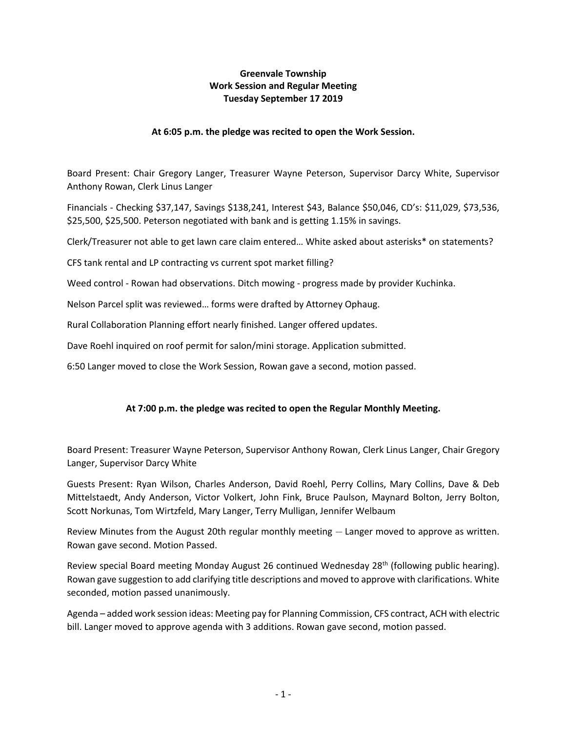**Greenvale Township**
**Work Session and Regular Meeting**
**Tuesday September 17 2019**

**At 6:05 p.m. the pledge was recited to open the Work Session.**

Board Present: Chair Gregory Langer, Treasurer Wayne Peterson, Supervisor Darcy White, Supervisor Anthony Rowan, Clerk Linus Langer

Financials - Checking $37,147, Savings $138,241, Interest $43, Balance $50,046, CD's: $11,029, $73,536, $25,500, $25,500. Peterson negotiated with bank and is getting 1.15% in savings.

Clerk/Treasurer not able to get lawn care claim entered… White asked about asterisks* on statements?

CFS tank rental and LP contracting vs current spot market filling?

Weed control - Rowan had observations. Ditch mowing - progress made by provider Kuchinka.

Nelson Parcel split was reviewed… forms were drafted by Attorney Ophaug.

Rural Collaboration Planning effort nearly finished. Langer offered updates.

Dave Roehl inquired on roof permit for salon/mini storage. Application submitted.

6:50 Langer moved to close the Work Session, Rowan gave a second, motion passed.

**At 7:00 p.m. the pledge was recited to open the Regular Monthly Meeting.**

Board Present: Treasurer Wayne Peterson, Supervisor Anthony Rowan, Clerk Linus Langer, Chair Gregory Langer, Supervisor Darcy White

Guests Present: Ryan Wilson, Charles Anderson, David Roehl, Perry Collins, Mary Collins, Dave & Deb Mittelstaedt, Andy Anderson, Victor Volkert, John Fink, Bruce Paulson, Maynard Bolton, Jerry Bolton, Scott Norkunas, Tom Wirtzfeld, Mary Langer, Terry Mulligan, Jennifer Welbaum

Review Minutes from the August 20th regular monthly meeting – Langer moved to approve as written. Rowan gave second. Motion Passed.

Review special Board meeting Monday August 26 continued Wednesday 28th (following public hearing). Rowan gave suggestion to add clarifying title descriptions and moved to approve with clarifications. White seconded, motion passed unanimously.

Agenda – added work session ideas: Meeting pay for Planning Commission, CFS contract, ACH with electric bill. Langer moved to approve agenda with 3 additions. Rowan gave second, motion passed.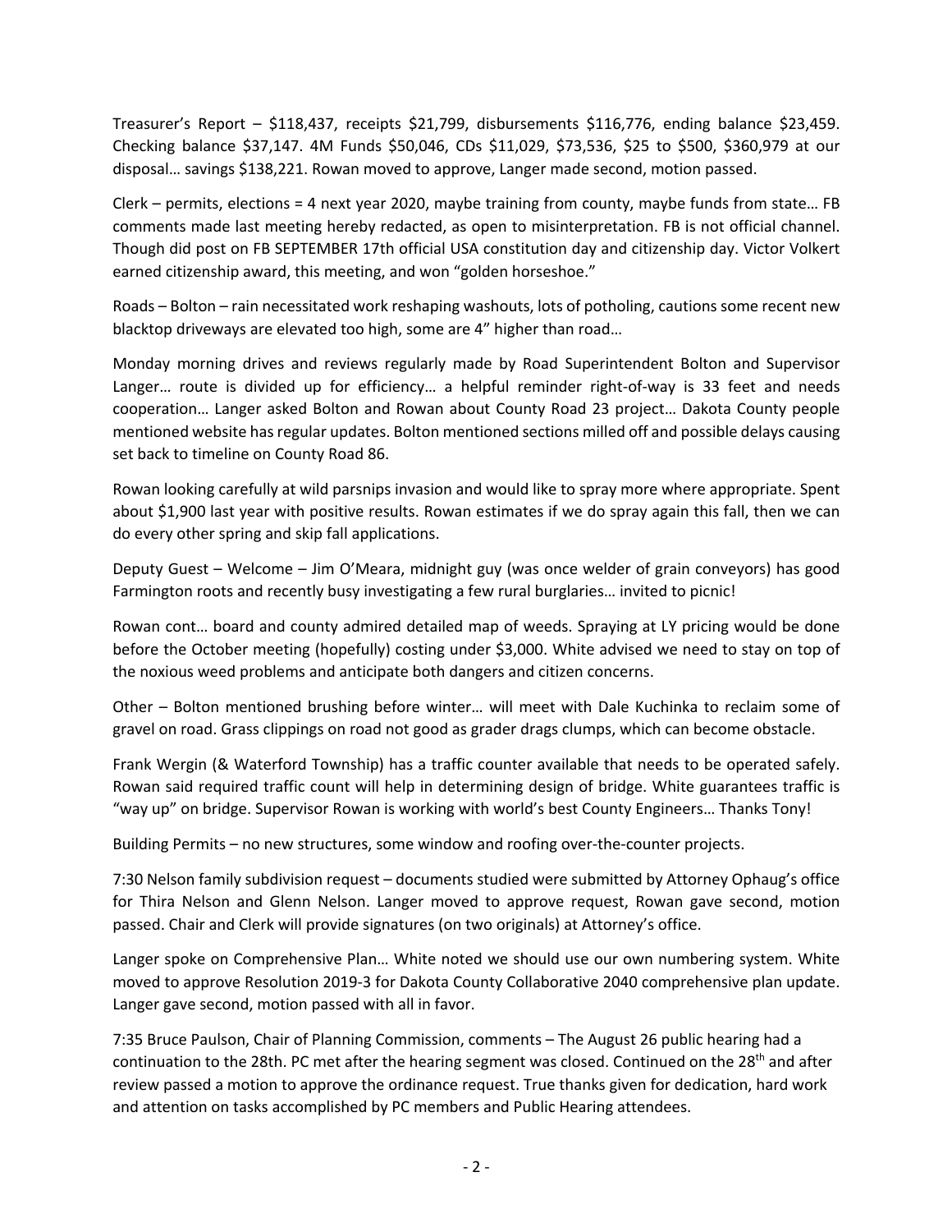Treasurer's Report – $118,437, receipts $21,799, disbursements $116,776, ending balance $23,459. Checking balance $37,147. 4M Funds $50,046, CDs $11,029, $73,536, $25 to $500, $360,979 at our disposal… savings $138,221. Rowan moved to approve, Langer made second, motion passed.

Clerk – permits, elections = 4 next year 2020, maybe training from county, maybe funds from state… FB comments made last meeting hereby redacted, as open to misinterpretation. FB is not official channel. Though did post on FB SEPTEMBER 17th official USA constitution day and citizenship day. Victor Volkert earned citizenship award, this meeting, and won "golden horseshoe."

Roads – Bolton – rain necessitated work reshaping washouts, lots of potholing, cautions some recent new blacktop driveways are elevated too high, some are 4" higher than road…

Monday morning drives and reviews regularly made by Road Superintendent Bolton and Supervisor Langer… route is divided up for efficiency… a helpful reminder right-of-way is 33 feet and needs cooperation… Langer asked Bolton and Rowan about County Road 23 project… Dakota County people mentioned website has regular updates. Bolton mentioned sections milled off and possible delays causing set back to timeline on County Road 86.

Rowan looking carefully at wild parsnips invasion and would like to spray more where appropriate. Spent about $1,900 last year with positive results. Rowan estimates if we do spray again this fall, then we can do every other spring and skip fall applications.

Deputy Guest – Welcome – Jim O'Meara, midnight guy (was once welder of grain conveyors) has good Farmington roots and recently busy investigating a few rural burglaries… invited to picnic!

Rowan cont… board and county admired detailed map of weeds. Spraying at LY pricing would be done before the October meeting (hopefully) costing under $3,000. White advised we need to stay on top of the noxious weed problems and anticipate both dangers and citizen concerns.

Other – Bolton mentioned brushing before winter… will meet with Dale Kuchinka to reclaim some of gravel on road. Grass clippings on road not good as grader drags clumps, which can become obstacle.

Frank Wergin (& Waterford Township) has a traffic counter available that needs to be operated safely. Rowan said required traffic count will help in determining design of bridge. White guarantees traffic is "way up" on bridge. Supervisor Rowan is working with world's best County Engineers… Thanks Tony!

Building Permits – no new structures, some window and roofing over-the-counter projects.

7:30 Nelson family subdivision request – documents studied were submitted by Attorney Ophaug's office for Thira Nelson and Glenn Nelson. Langer moved to approve request, Rowan gave second, motion passed. Chair and Clerk will provide signatures (on two originals) at Attorney's office.

Langer spoke on Comprehensive Plan… White noted we should use our own numbering system. White moved to approve Resolution 2019-3 for Dakota County Collaborative 2040 comprehensive plan update. Langer gave second, motion passed with all in favor.

7:35 Bruce Paulson, Chair of Planning Commission, comments – The August 26 public hearing had a continuation to the 28th. PC met after the hearing segment was closed. Continued on the 28th and after review passed a motion to approve the ordinance request. True thanks given for dedication, hard work and attention on tasks accomplished by PC members and Public Hearing attendees.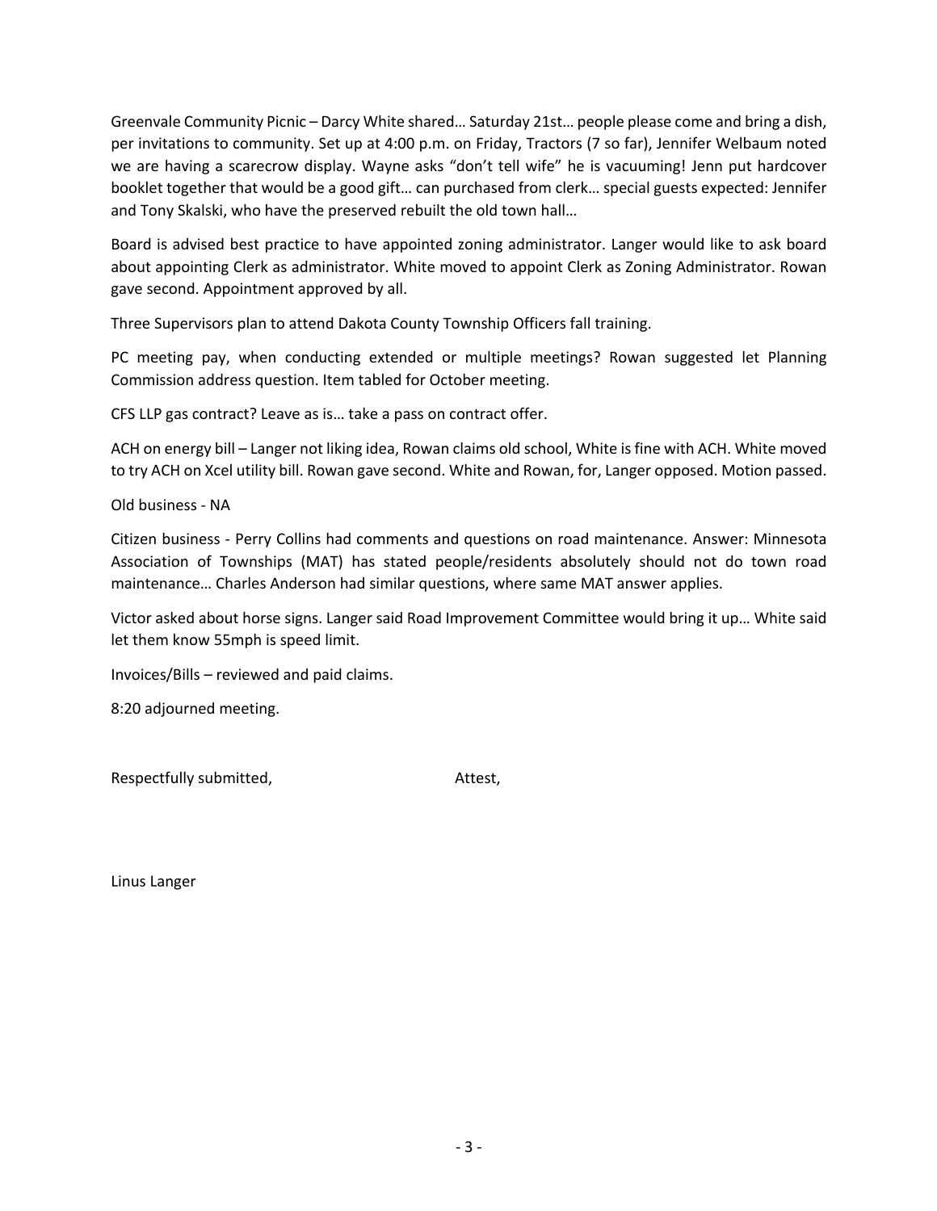Greenvale Community Picnic – Darcy White shared… Saturday 21st… people please come and bring a dish, per invitations to community. Set up at 4:00 p.m. on Friday, Tractors (7 so far), Jennifer Welbaum noted we are having a scarecrow display. Wayne asks "don't tell wife" he is vacuuming! Jenn put hardcover booklet together that would be a good gift… can purchased from clerk… special guests expected: Jennifer and Tony Skalski, who have the preserved rebuilt the old town hall…

Board is advised best practice to have appointed zoning administrator. Langer would like to ask board about appointing Clerk as administrator. White moved to appoint Clerk as Zoning Administrator. Rowan gave second. Appointment approved by all.

Three Supervisors plan to attend Dakota County Township Officers fall training.

PC meeting pay, when conducting extended or multiple meetings? Rowan suggested let Planning Commission address question. Item tabled for October meeting.

CFS LLP gas contract? Leave as is… take a pass on contract offer.

ACH on energy bill – Langer not liking idea, Rowan claims old school, White is fine with ACH. White moved to try ACH on Xcel utility bill. Rowan gave second. White and Rowan, for, Langer opposed. Motion passed.

Old business - NA

Citizen business - Perry Collins had comments and questions on road maintenance. Answer: Minnesota Association of Townships (MAT) has stated people/residents absolutely should not do town road maintenance… Charles Anderson had similar questions, where same MAT answer applies.

Victor asked about horse signs. Langer said Road Improvement Committee would bring it up… White said let them know 55mph is speed limit.

Invoices/Bills – reviewed and paid claims.

8:20 adjourned meeting.

Respectfully submitted, Attest,

Linus Langer